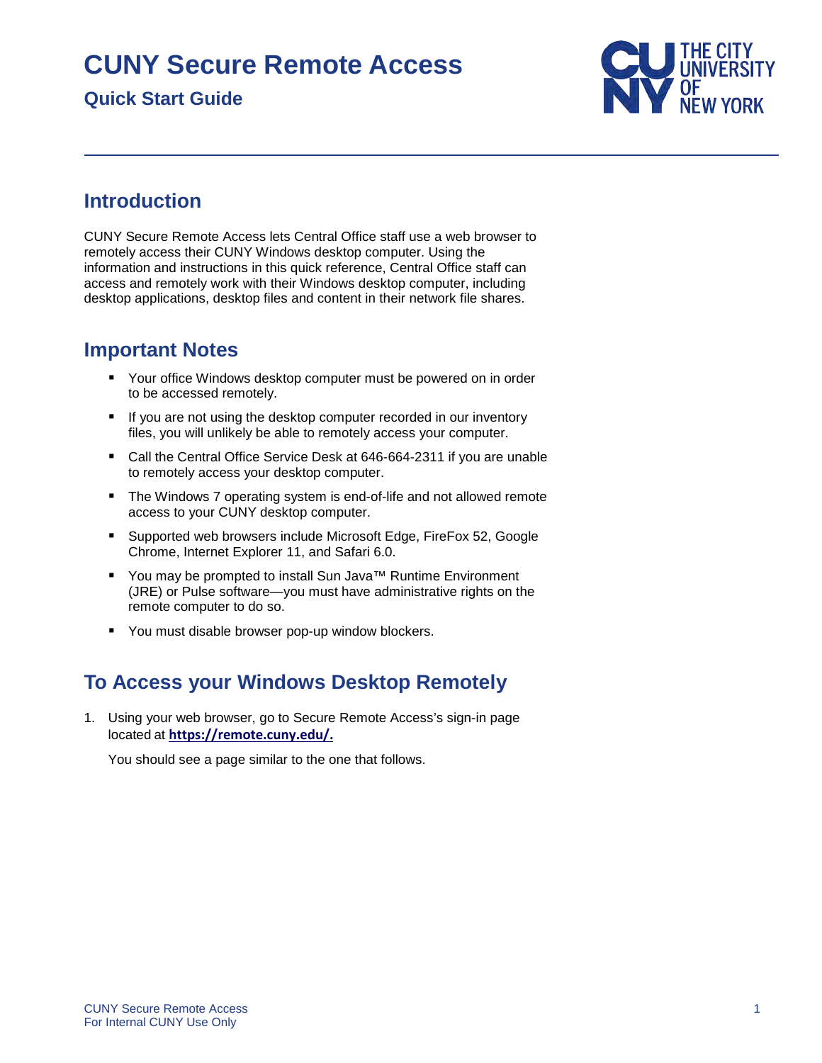# CUNY Secure Remote Access

## Quick Start Guide

## Introduction

CUNY Secure Remote Access lets Central Office staff use a web browser to remotely access their CUNY Windows desktop computer. Using the information and instructions in this quick reference, Central Office staff can access and remotely work with their Windows desktop computer, including desktop applications, desktop files and content in their network file shares.

## Important Notes

- Your office Windows desktop computer must be powered on in order to be accessed remotely.
- If you are not using the desktop computer recorded in our inventory files, you will unlikely be able to remotely access your computer.
- Call the Central Office Service Desk at 646-664-2311 if you are unable to remotely access your desktop computer.
- The Windows 7 operating system is end-of-life and not allowed remote access to your CUNY desktop computer.
- Supported web browsers include Microsoft Edge, FireFox 52, Google Chrome, Internet Explorer 11, and Safari 6.0.
- You may be prompted to install Sun Java™ Runtime Environment (JRE) or Pulse software—you must have administrative rights on the remote computer to do so.
- You must disable browser pop-up window blockers.

## To Access your Windows Desktop Remotely

1. Using your web browser, go to Secure Remote Access's sign-in page located at **https://remote.cuny.edu/.**

   You should see a page similar to the one that follows.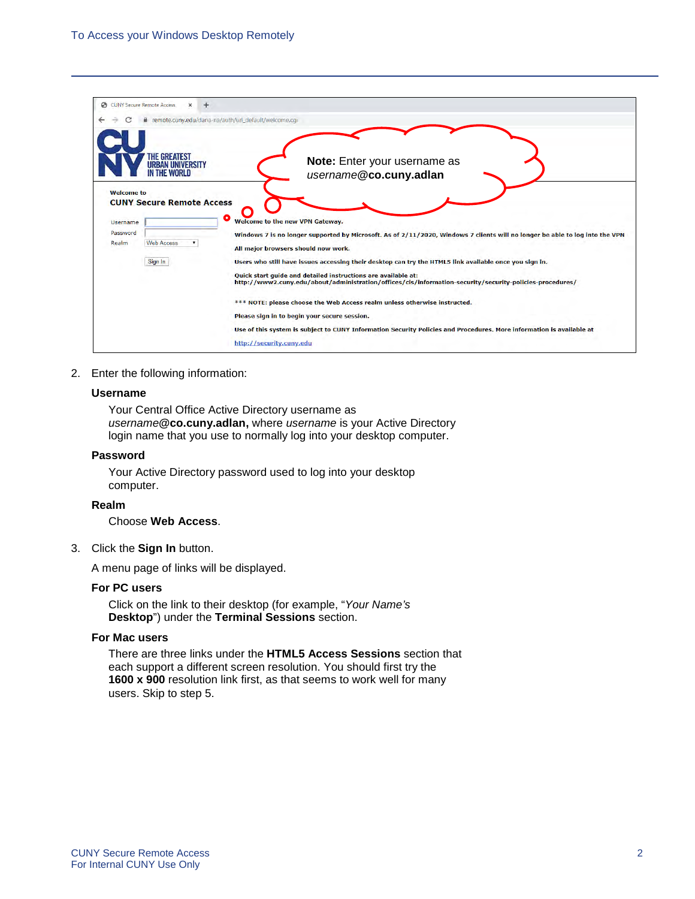2. Enter the following information:

   **Username**

   Your Central Office Active Directory username as *username***@co.cuny.adlan,** where *username* is your Active Directory login name that you use to normally log into your desktop computer.

   **Password**

   Your Active Directory password used to log into your desktop computer.

   **Realm**

   Choose **Web Access**.

3. Click the **Sign In** button.

   A menu page of links will be displayed.

   **For PC users**

   Click on the link to their desktop (for example, "*Your Name's* **Desktop**") under the **Terminal Sessions** section.

   **For Mac users**

   There are three links under the **HTML5 Access Sessions** section that each support a different screen resolution. You should first try the **1600 x 900** resolution link first, as that seems to work well for many users. Skip to step 5.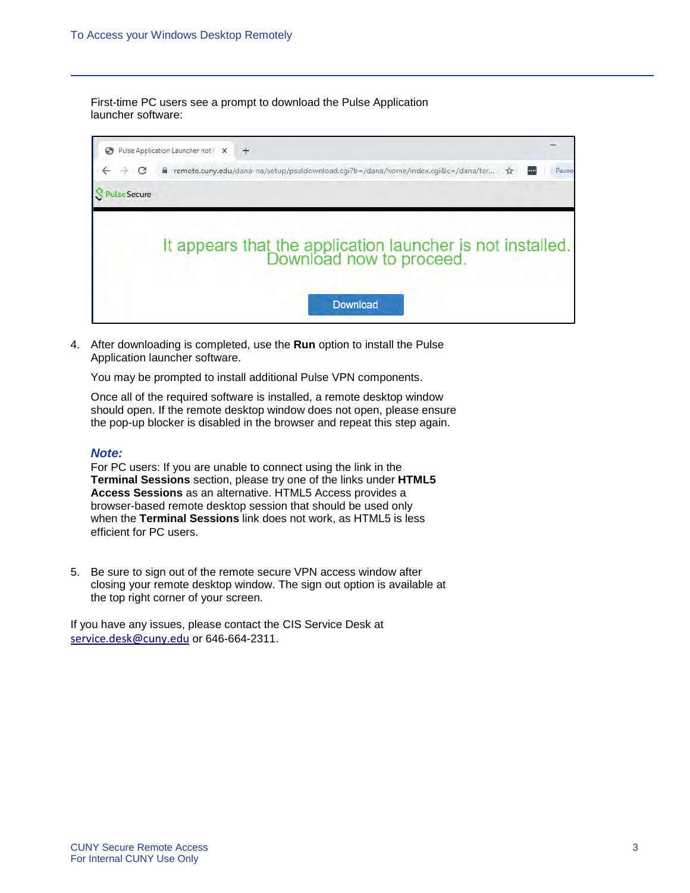First-time PC users see a prompt to download the Pulse Application launcher software:

4. After downloading is completed, use the **Run** option to install the Pulse Application launcher software.

   You may be prompted to install additional Pulse VPN components.

   Once all of the required software is installed, a remote desktop window should open. If the remote desktop window does not open, please ensure the pop-up blocker is disabled in the browser and repeat this step again.

   ***Note:***
   For PC users: If you are unable to connect using the link in the **Terminal Sessions** section, please try one of the links under **HTML5 Access Sessions** as an alternative. HTML5 Access provides a browser-based remote desktop session that should be used only when the **Terminal Sessions** link does not work, as HTML5 is less efficient for PC users.

5. Be sure to sign out of the remote secure VPN access window after closing your remote desktop window. The sign out option is available at the top right corner of your screen.

If you have any issues, please contact the CIS Service Desk at service.desk@cuny.edu or 646-664-2311.